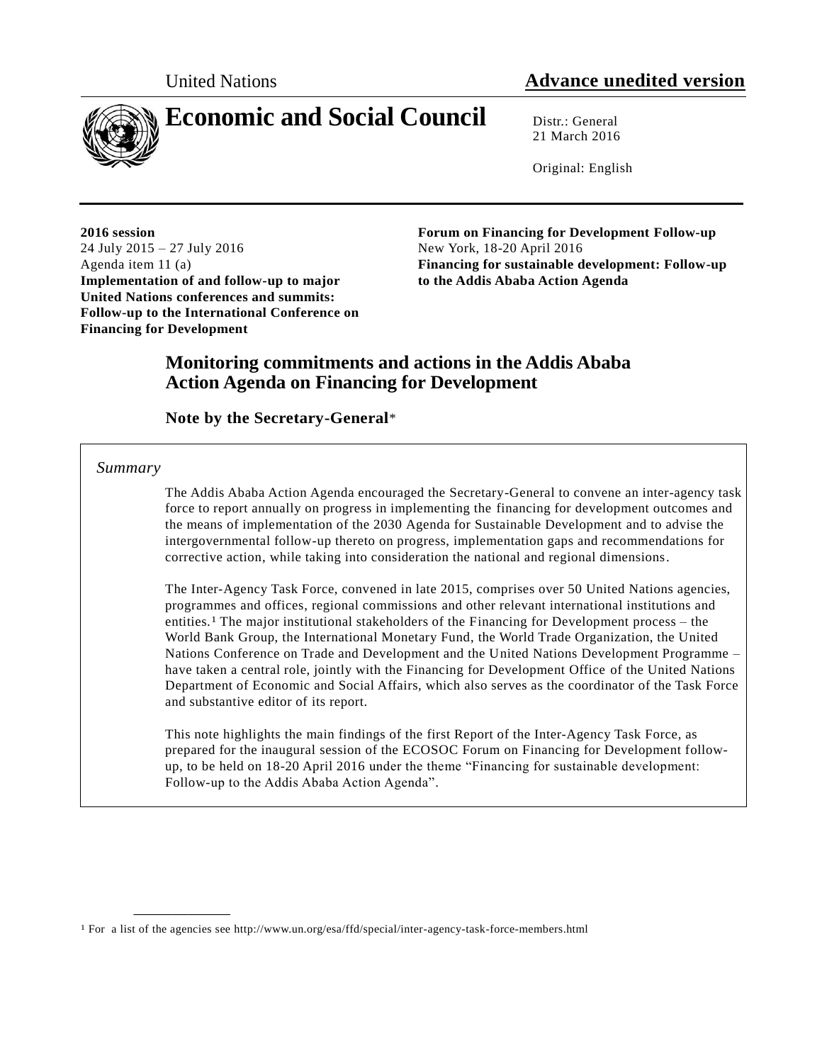United Nations

**Advance unedited version**

# Economic and Social Council

Distr.: General
21 March 2016

Original: English

**2016 session**
24 July 2015 – 27 July 2016
Agenda item 11 (a)
**Implementation of and follow-up to major United Nations conferences and summits: Follow-up to the International Conference on Financing for Development**

**Forum on Financing for Development Follow-up**
New York, 18-20 April 2016
**Financing for sustainable development: Follow-up to the Addis Ababa Action Agenda**

## Monitoring commitments and actions in the Addis Ababa Action Agenda on Financing for Development

### Note by the Secretary-General*

*Summary*

The Addis Ababa Action Agenda encouraged the Secretary-General to convene an inter-agency task force to report annually on progress in implementing the financing for development outcomes and the means of implementation of the 2030 Agenda for Sustainable Development and to advise the intergovernmental follow-up thereto on progress, implementation gaps and recommendations for corrective action, while taking into consideration the national and regional dimensions.

The Inter-Agency Task Force, convened in late 2015, comprises over 50 United Nations agencies, programmes and offices, regional commissions and other relevant international institutions and entities.[1] The major institutional stakeholders of the Financing for Development process – the World Bank Group, the International Monetary Fund, the World Trade Organization, the United Nations Conference on Trade and Development and the United Nations Development Programme – have taken a central role, jointly with the Financing for Development Office of the United Nations Department of Economic and Social Affairs, which also serves as the coordinator of the Task Force and substantive editor of its report.

This note highlights the main findings of the first Report of the Inter-Agency Task Force, as prepared for the inaugural session of the ECOSOC Forum on Financing for Development follow-up, to be held on 18-20 April 2016 under the theme "Financing for sustainable development: Follow-up to the Addis Ababa Action Agenda".

---

[1] For a list of the agencies see http://www.un.org/esa/ffd/special/inter-agency-task-force-members.html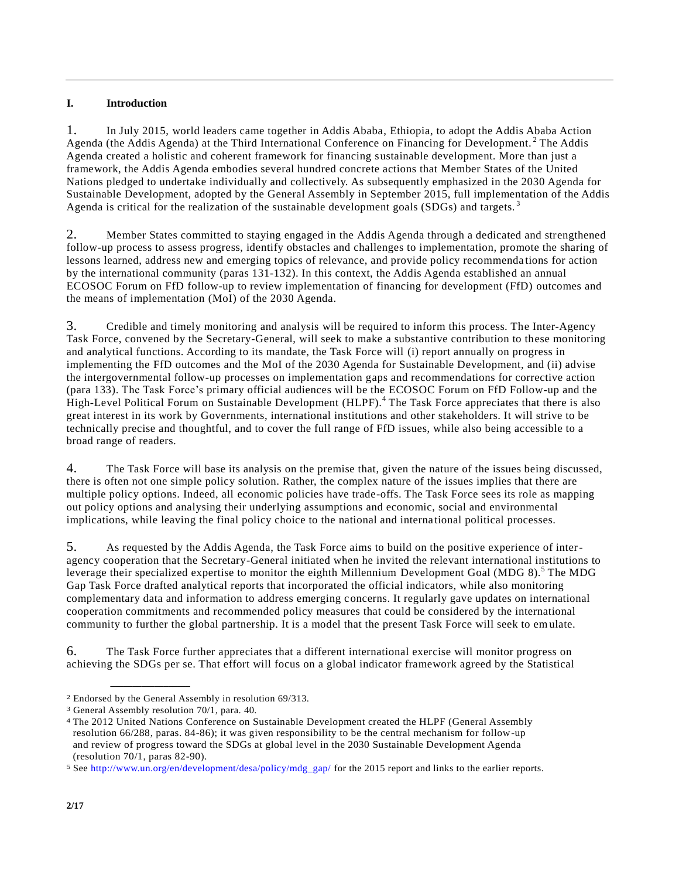## I. Introduction

1. In July 2015, world leaders came together in Addis Ababa, Ethiopia, to adopt the Addis Ababa Action Agenda (the Addis Agenda) at the Third International Conference on Financing for Development.[2] The Addis Agenda created a holistic and coherent framework for financing sustainable development. More than just a framework, the Addis Agenda embodies several hundred concrete actions that Member States of the United Nations pledged to undertake individually and collectively. As subsequently emphasized in the 2030 Agenda for Sustainable Development, adopted by the General Assembly in September 2015, full implementation of the Addis Agenda is critical for the realization of the sustainable development goals (SDGs) and targets.[3]

2. Member States committed to staying engaged in the Addis Agenda through a dedicated and strengthened follow-up process to assess progress, identify obstacles and challenges to implementation, promote the sharing of lessons learned, address new and emerging topics of relevance, and provide policy recommendations for action by the international community (paras 131-132). In this context, the Addis Agenda established an annual ECOSOC Forum on FfD follow-up to review implementation of financing for development (FfD) outcomes and the means of implementation (MoI) of the 2030 Agenda.

3. Credible and timely monitoring and analysis will be required to inform this process. The Inter-Agency Task Force, convened by the Secretary-General, will seek to make a substantive contribution to these monitoring and analytical functions. According to its mandate, the Task Force will (i) report annually on progress in implementing the FfD outcomes and the MoI of the 2030 Agenda for Sustainable Development, and (ii) advise the intergovernmental follow-up processes on implementation gaps and recommendations for corrective action (para 133). The Task Force's primary official audiences will be the ECOSOC Forum on FfD Follow-up and the High-Level Political Forum on Sustainable Development (HLPF).[4] The Task Force appreciates that there is also great interest in its work by Governments, international institutions and other stakeholders. It will strive to be technically precise and thoughtful, and to cover the full range of FfD issues, while also being accessible to a broad range of readers.

4. The Task Force will base its analysis on the premise that, given the nature of the issues being discussed, there is often not one simple policy solution. Rather, the complex nature of the issues implies that there are multiple policy options. Indeed, all economic policies have trade-offs. The Task Force sees its role as mapping out policy options and analysing their underlying assumptions and economic, social and environmental implications, while leaving the final policy choice to the national and international political processes.

5. As requested by the Addis Agenda, the Task Force aims to build on the positive experience of inter-agency cooperation that the Secretary-General initiated when he invited the relevant international institutions to leverage their specialized expertise to monitor the eighth Millennium Development Goal (MDG 8).[5] The MDG Gap Task Force drafted analytical reports that incorporated the official indicators, while also monitoring complementary data and information to address emerging concerns. It regularly gave updates on international cooperation commitments and recommended policy measures that could be considered by the international community to further the global partnership. It is a model that the present Task Force will seek to emulate.

6. The Task Force further appreciates that a different international exercise will monitor progress on achieving the SDGs per se. That effort will focus on a global indicator framework agreed by the Statistical

---

[2] Endorsed by the General Assembly in resolution 69/313.

[3] General Assembly resolution 70/1, para. 40.

[4] The 2012 United Nations Conference on Sustainable Development created the HLPF (General Assembly resolution 66/288, paras. 84-86); it was given responsibility to be the central mechanism for follow-up and review of progress toward the SDGs at global level in the 2030 Sustainable Development Agenda (resolution 70/1, paras 82-90).

[5] See http://www.un.org/en/development/desa/policy/mdg_gap/ for the 2015 report and links to the earlier reports.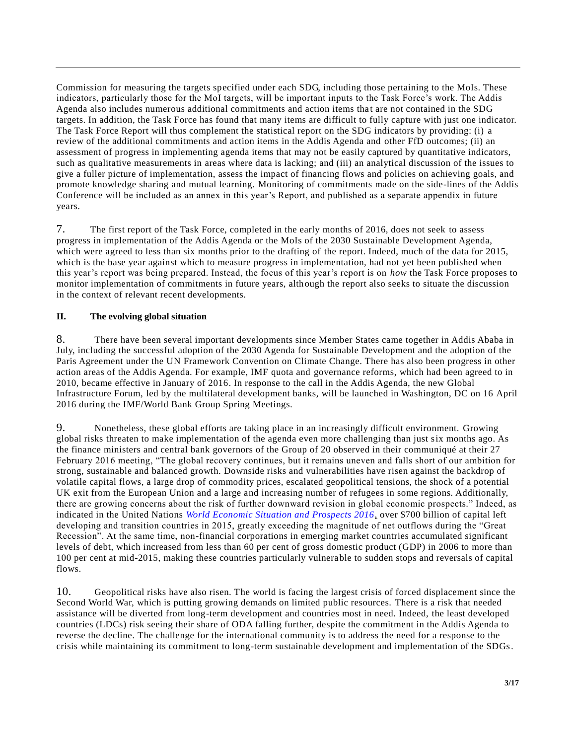Commission for measuring the targets specified under each SDG, including those pertaining to the MoIs. These indicators, particularly those for the MoI targets, will be important inputs to the Task Force's work. The Addis Agenda also includes numerous additional commitments and action items that are not contained in the SDG targets. In addition, the Task Force has found that many items are difficult to fully capture with just one indicator. The Task Force Report will thus complement the statistical report on the SDG indicators by providing: (i) a review of the additional commitments and action items in the Addis Agenda and other FfD outcomes; (ii) an assessment of progress in implementing agenda items that may not be easily captured by quantitative indicators, such as qualitative measurements in areas where data is lacking; and (iii) an analytical discussion of the issues to give a fuller picture of implementation, assess the impact of financing flows and policies on achieving goals, and promote knowledge sharing and mutual learning. Monitoring of commitments made on the side-lines of the Addis Conference will be included as an annex in this year's Report, and published as a separate appendix in future years.

7. The first report of the Task Force, completed in the early months of 2016, does not seek to assess progress in implementation of the Addis Agenda or the MoIs of the 2030 Sustainable Development Agenda, which were agreed to less than six months prior to the drafting of the report. Indeed, much of the data for 2015, which is the base year against which to measure progress in implementation, had not yet been published when this year's report was being prepared. Instead, the focus of this year's report is on *how* the Task Force proposes to monitor implementation of commitments in future years, although the report also seeks to situate the discussion in the context of relevant recent developments.

## II. The evolving global situation

8. There have been several important developments since Member States came together in Addis Ababa in July, including the successful adoption of the 2030 Agenda for Sustainable Development and the adoption of the Paris Agreement under the UN Framework Convention on Climate Change. There has also been progress in other action areas of the Addis Agenda. For example, IMF quota and governance reforms, which had been agreed to in 2010, became effective in January of 2016. In response to the call in the Addis Agenda, the new Global Infrastructure Forum, led by the multilateral development banks, will be launched in Washington, DC on 16 April 2016 during the IMF/World Bank Group Spring Meetings.

9. Nonetheless, these global efforts are taking place in an increasingly difficult environment. Growing global risks threaten to make implementation of the agenda even more challenging than just six months ago. As the finance ministers and central bank governors of the Group of 20 observed in their communiqué at their 27 February 2016 meeting, "The global recovery continues, but it remains uneven and falls short of our ambition for strong, sustainable and balanced growth. Downside risks and vulnerabilities have risen against the backdrop of volatile capital flows, a large drop of commodity prices, escalated geopolitical tensions, the shock of a potential UK exit from the European Union and a large and increasing number of refugees in some regions. Additionally, there are growing concerns about the risk of further downward revision in global economic prospects." Indeed, as indicated in the United Nations *World Economic Situation and Prospects 2016*, over $700 billion of capital left developing and transition countries in 2015, greatly exceeding the magnitude of net outflows during the "Great Recession". At the same time, non-financial corporations in emerging market countries accumulated significant levels of debt, which increased from less than 60 per cent of gross domestic product (GDP) in 2006 to more than 100 per cent at mid-2015, making these countries particularly vulnerable to sudden stops and reversals of capital flows.

10. Geopolitical risks have also risen. The world is facing the largest crisis of forced displacement since the Second World War, which is putting growing demands on limited public resources. There is a risk that needed assistance will be diverted from long-term development and countries most in need. Indeed, the least developed countries (LDCs) risk seeing their share of ODA falling further, despite the commitment in the Addis Agenda to reverse the decline. The challenge for the international community is to address the need for a response to the crisis while maintaining its commitment to long-term sustainable development and implementation of the SDGs.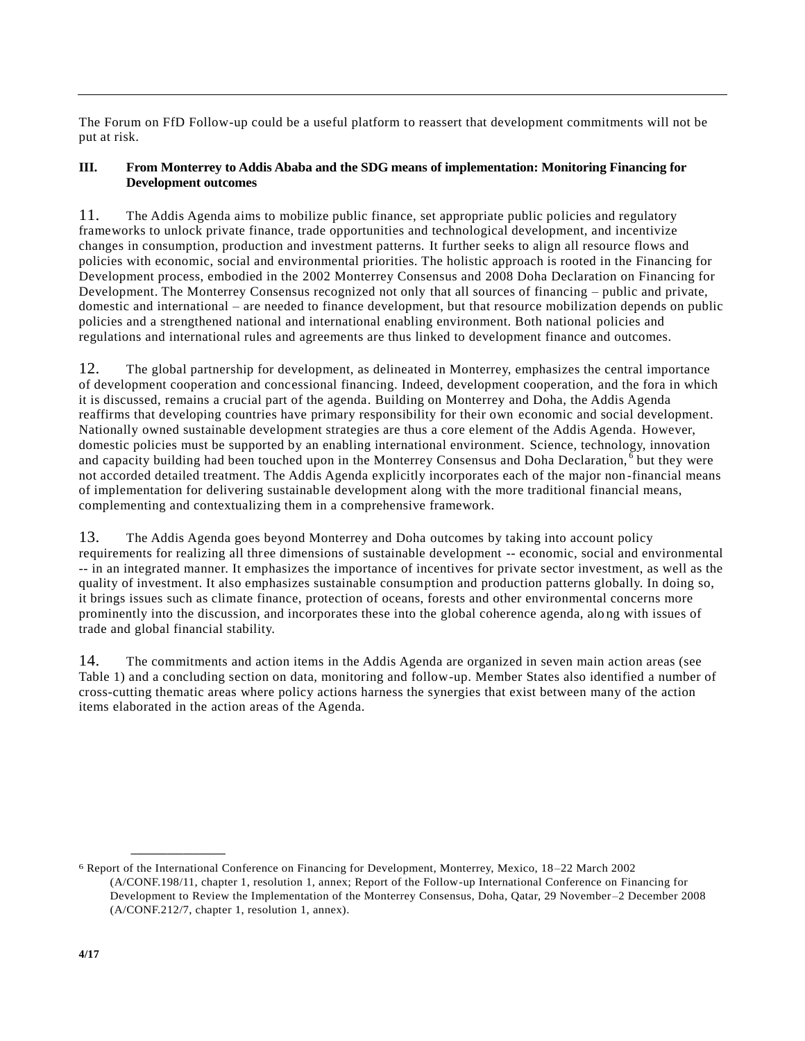The Forum on FfD Follow-up could be a useful platform to reassert that development commitments will not be put at risk.

## III. From Monterrey to Addis Ababa and the SDG means of implementation: Monitoring Financing for Development outcomes

11. The Addis Agenda aims to mobilize public finance, set appropriate public policies and regulatory frameworks to unlock private finance, trade opportunities and technological development, and incentivize changes in consumption, production and investment patterns. It further seeks to align all resource flows and policies with economic, social and environmental priorities. The holistic approach is rooted in the Financing for Development process, embodied in the 2002 Monterrey Consensus and 2008 Doha Declaration on Financing for Development. The Monterrey Consensus recognized not only that all sources of financing – public and private, domestic and international – are needed to finance development, but that resource mobilization depends on public policies and a strengthened national and international enabling environment. Both national policies and regulations and international rules and agreements are thus linked to development finance and outcomes.

12. The global partnership for development, as delineated in Monterrey, emphasizes the central importance of development cooperation and concessional financing. Indeed, development cooperation, and the fora in which it is discussed, remains a crucial part of the agenda. Building on Monterrey and Doha, the Addis Agenda reaffirms that developing countries have primary responsibility for their own economic and social development. Nationally owned sustainable development strategies are thus a core element of the Addis Agenda. However, domestic policies must be supported by an enabling international environment. Science, technology, innovation and capacity building had been touched upon in the Monterrey Consensus and Doha Declaration,[6] but they were not accorded detailed treatment. The Addis Agenda explicitly incorporates each of the major non-financial means of implementation for delivering sustainable development along with the more traditional financial means, complementing and contextualizing them in a comprehensive framework.

13. The Addis Agenda goes beyond Monterrey and Doha outcomes by taking into account policy requirements for realizing all three dimensions of sustainable development -- economic, social and environmental -- in an integrated manner. It emphasizes the importance of incentives for private sector investment, as well as the quality of investment. It also emphasizes sustainable consumption and production patterns globally. In doing so, it brings issues such as climate finance, protection of oceans, forests and other environmental concerns more prominently into the discussion, and incorporates these into the global coherence agenda, along with issues of trade and global financial stability.

14. The commitments and action items in the Addis Agenda are organized in seven main action areas (see Table 1) and a concluding section on data, monitoring and follow-up. Member States also identified a number of cross-cutting thematic areas where policy actions harness the synergies that exist between many of the action items elaborated in the action areas of the Agenda.

---

[6] Report of the International Conference on Financing for Development, Monterrey, Mexico, 18–22 March 2002 (A/CONF.198/11, chapter 1, resolution 1, annex; Report of the Follow-up International Conference on Financing for Development to Review the Implementation of the Monterrey Consensus, Doha, Qatar, 29 November–2 December 2008 (A/CONF.212/7, chapter 1, resolution 1, annex).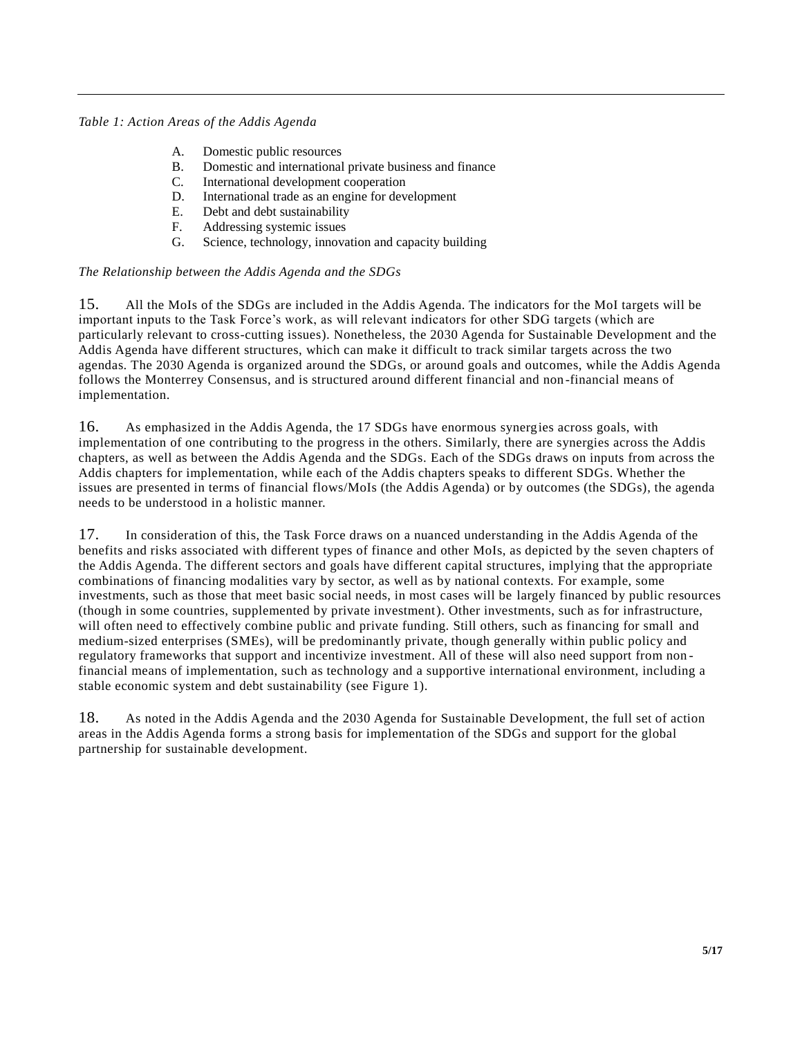*Table 1: Action Areas of the Addis Agenda*

A. Domestic public resources
B. Domestic and international private business and finance
C. International development cooperation
D. International trade as an engine for development
E. Debt and debt sustainability
F. Addressing systemic issues
G. Science, technology, innovation and capacity building

*The Relationship between the Addis Agenda and the SDGs*

15. All the MoIs of the SDGs are included in the Addis Agenda. The indicators for the MoI targets will be important inputs to the Task Force's work, as will relevant indicators for other SDG targets (which are particularly relevant to cross-cutting issues). Nonetheless, the 2030 Agenda for Sustainable Development and the Addis Agenda have different structures, which can make it difficult to track similar targets across the two agendas. The 2030 Agenda is organized around the SDGs, or around goals and outcomes, while the Addis Agenda follows the Monterrey Consensus, and is structured around different financial and non-financial means of implementation.

16. As emphasized in the Addis Agenda, the 17 SDGs have enormous synergies across goals, with implementation of one contributing to the progress in the others. Similarly, there are synergies across the Addis chapters, as well as between the Addis Agenda and the SDGs. Each of the SDGs draws on inputs from across the Addis chapters for implementation, while each of the Addis chapters speaks to different SDGs. Whether the issues are presented in terms of financial flows/MoIs (the Addis Agenda) or by outcomes (the SDGs), the agenda needs to be understood in a holistic manner.

17. In consideration of this, the Task Force draws on a nuanced understanding in the Addis Agenda of the benefits and risks associated with different types of finance and other MoIs, as depicted by the seven chapters of the Addis Agenda. The different sectors and goals have different capital structures, implying that the appropriate combinations of financing modalities vary by sector, as well as by national contexts. For example, some investments, such as those that meet basic social needs, in most cases will be largely financed by public resources (though in some countries, supplemented by private investment). Other investments, such as for infrastructure, will often need to effectively combine public and private funding. Still others, such as financing for small and medium-sized enterprises (SMEs), will be predominantly private, though generally within public policy and regulatory frameworks that support and incentivize investment. All of these will also need support from non-financial means of implementation, such as technology and a supportive international environment, including a stable economic system and debt sustainability (see Figure 1).

18. As noted in the Addis Agenda and the 2030 Agenda for Sustainable Development, the full set of action areas in the Addis Agenda forms a strong basis for implementation of the SDGs and support for the global partnership for sustainable development.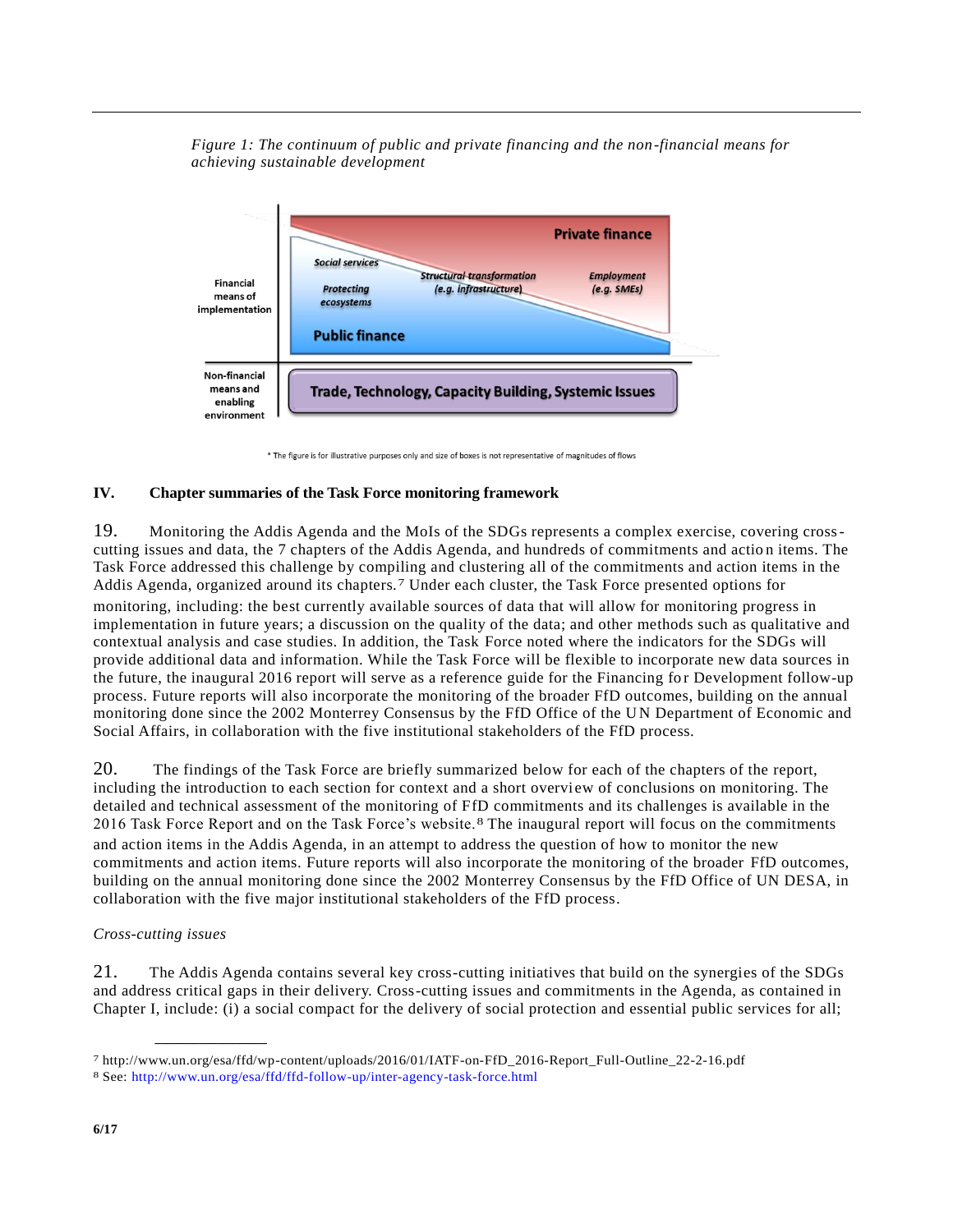*Figure 1: The continuum of public and private financing and the non-financial means for achieving sustainable development*

Financial means of implementation

Private finance

Social services

Protecting ecosystems

Structural transformation (e.g. infrastructure)

Employment (e.g. SMEs)

Public finance

Non-financial means and enabling environment

Trade, Technology, Capacity Building, Systemic Issues

\* The figure is for illustrative purposes only and size of boxes is not representative of magnitudes of flows

## IV. Chapter summaries of the Task Force monitoring framework

19. Monitoring the Addis Agenda and the MoIs of the SDGs represents a complex exercise, covering cross-cutting issues and data, the 7 chapters of the Addis Agenda, and hundreds of commitments and action items. The Task Force addressed this challenge by compiling and clustering all of the commitments and action items in the Addis Agenda, organized around its chapters.[7] Under each cluster, the Task Force presented options for monitoring, including: the best currently available sources of data that will allow for monitoring progress in implementation in future years; a discussion on the quality of the data; and other methods such as qualitative and contextual analysis and case studies. In addition, the Task Force noted where the indicators for the SDGs will provide additional data and information. While the Task Force will be flexible to incorporate new data sources in the future, the inaugural 2016 report will serve as a reference guide for the Financing for Development follow-up process. Future reports will also incorporate the monitoring of the broader FfD outcomes, building on the annual monitoring done since the 2002 Monterrey Consensus by the FfD Office of the UN Department of Economic and Social Affairs, in collaboration with the five institutional stakeholders of the FfD process.

20. The findings of the Task Force are briefly summarized below for each of the chapters of the report, including the introduction to each section for context and a short overview of conclusions on monitoring. The detailed and technical assessment of the monitoring of FfD commitments and its challenges is available in the 2016 Task Force Report and on the Task Force's website.[8] The inaugural report will focus on the commitments and action items in the Addis Agenda, in an attempt to address the question of how to monitor the new commitments and action items. Future reports will also incorporate the monitoring of the broader FfD outcomes, building on the annual monitoring done since the 2002 Monterrey Consensus by the FfD Office of UN DESA, in collaboration with the five major institutional stakeholders of the FfD process.

*Cross-cutting issues*

21. The Addis Agenda contains several key cross-cutting initiatives that build on the synergies of the SDGs and address critical gaps in their delivery. Cross-cutting issues and commitments in the Agenda, as contained in Chapter I, include: (i) a social compact for the delivery of social protection and essential public services for all;

---

[7] http://www.un.org/esa/ffd/wp-content/uploads/2016/01/IATF-on-FfD_2016-Report_Full-Outline_22-2-16.pdf

[8] See: http://www.un.org/esa/ffd/ffd-follow-up/inter-agency-task-force.html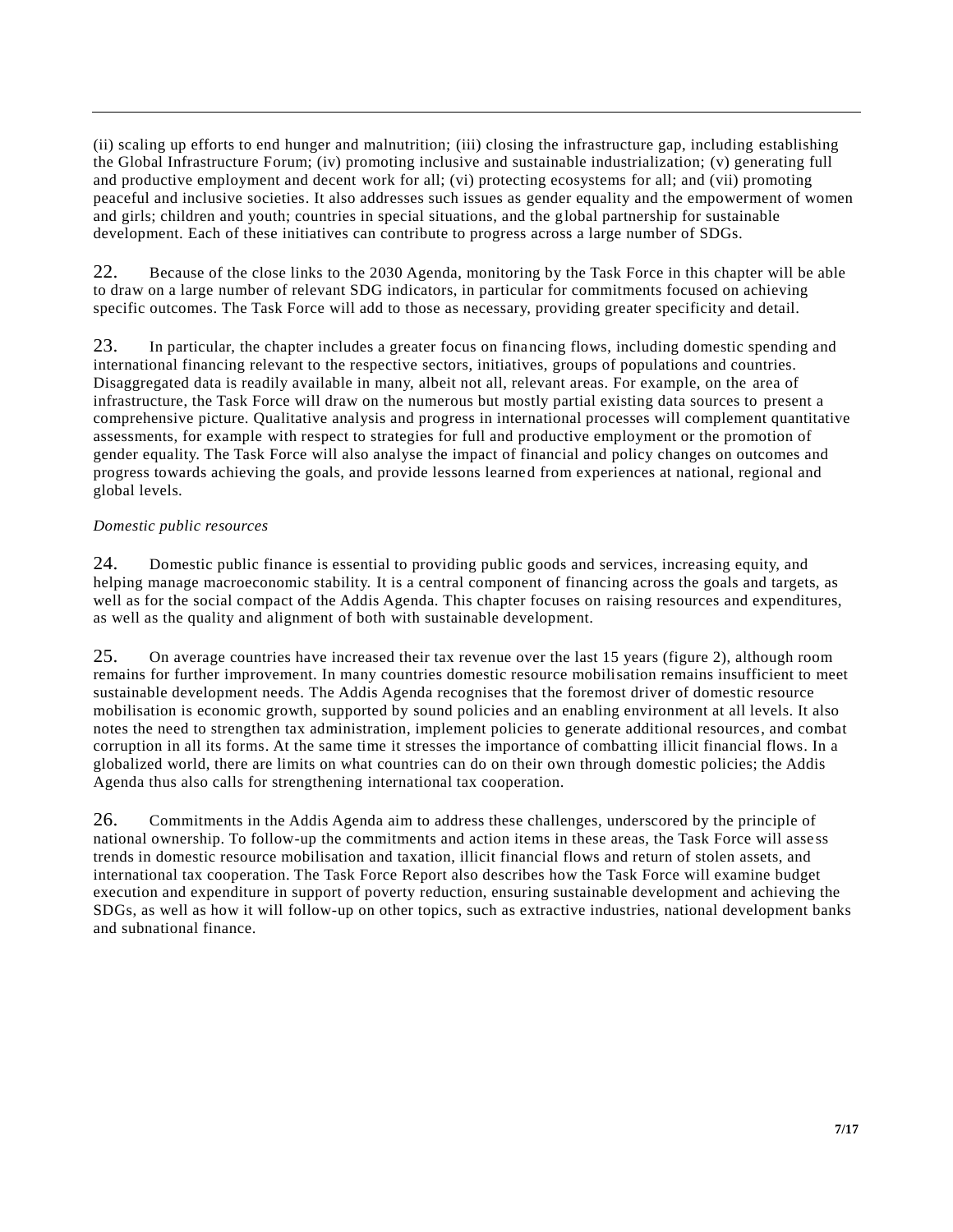(ii) scaling up efforts to end hunger and malnutrition; (iii) closing the infrastructure gap, including establishing the Global Infrastructure Forum; (iv) promoting inclusive and sustainable industrialization; (v) generating full and productive employment and decent work for all; (vi) protecting ecosystems for all; and (vii) promoting peaceful and inclusive societies. It also addresses such issues as gender equality and the empowerment of women and girls; children and youth; countries in special situations, and the global partnership for sustainable development. Each of these initiatives can contribute to progress across a large number of SDGs.

22. Because of the close links to the 2030 Agenda, monitoring by the Task Force in this chapter will be able to draw on a large number of relevant SDG indicators, in particular for commitments focused on achieving specific outcomes. The Task Force will add to those as necessary, providing greater specificity and detail.

23. In particular, the chapter includes a greater focus on financing flows, including domestic spending and international financing relevant to the respective sectors, initiatives, groups of populations and countries. Disaggregated data is readily available in many, albeit not all, relevant areas. For example, on the area of infrastructure, the Task Force will draw on the numerous but mostly partial existing data sources to present a comprehensive picture. Qualitative analysis and progress in international processes will complement quantitative assessments, for example with respect to strategies for full and productive employment or the promotion of gender equality. The Task Force will also analyse the impact of financial and policy changes on outcomes and progress towards achieving the goals, and provide lessons learned from experiences at national, regional and global levels.

*Domestic public resources*

24. Domestic public finance is essential to providing public goods and services, increasing equity, and helping manage macroeconomic stability. It is a central component of financing across the goals and targets, as well as for the social compact of the Addis Agenda. This chapter focuses on raising resources and expenditures, as well as the quality and alignment of both with sustainable development.

25. On average countries have increased their tax revenue over the last 15 years (figure 2), although room remains for further improvement. In many countries domestic resource mobilisation remains insufficient to meet sustainable development needs. The Addis Agenda recognises that the foremost driver of domestic resource mobilisation is economic growth, supported by sound policies and an enabling environment at all levels. It also notes the need to strengthen tax administration, implement policies to generate additional resources, and combat corruption in all its forms. At the same time it stresses the importance of combatting illicit financial flows. In a globalized world, there are limits on what countries can do on their own through domestic policies; the Addis Agenda thus also calls for strengthening international tax cooperation.

26. Commitments in the Addis Agenda aim to address these challenges, underscored by the principle of national ownership. To follow-up the commitments and action items in these areas, the Task Force will assess trends in domestic resource mobilisation and taxation, illicit financial flows and return of stolen assets, and international tax cooperation. The Task Force Report also describes how the Task Force will examine budget execution and expenditure in support of poverty reduction, ensuring sustainable development and achieving the SDGs, as well as how it will follow-up on other topics, such as extractive industries, national development banks and subnational finance.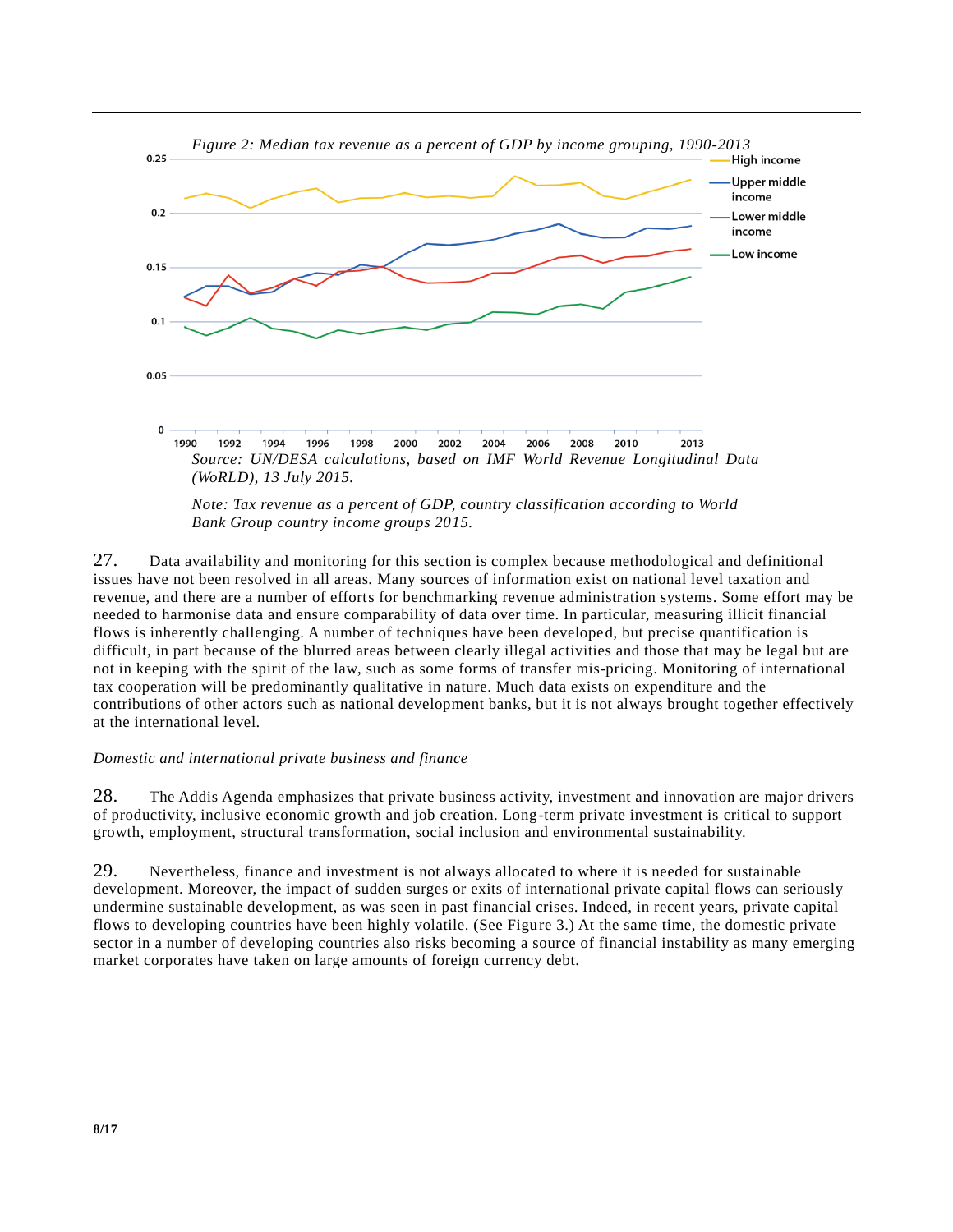*Figure 2: Median tax revenue as a percent of GDP by income grouping, 1990-2013*

*Source: UN/DESA calculations, based on IMF World Revenue Longitudinal Data (WoRLD), 13 July 2015.*

*Note: Tax revenue as a percent of GDP, country classification according to World Bank Group country income groups 2015.*

27. Data availability and monitoring for this section is complex because methodological and definitional issues have not been resolved in all areas. Many sources of information exist on national level taxation and revenue, and there are a number of efforts for benchmarking revenue administration systems. Some effort may be needed to harmonise data and ensure comparability of data over time. In particular, measuring illicit financial flows is inherently challenging. A number of techniques have been developed, but precise quantification is difficult, in part because of the blurred areas between clearly illegal activities and those that may be legal but are not in keeping with the spirit of the law, such as some forms of transfer mis-pricing. Monitoring of international tax cooperation will be predominantly qualitative in nature. Much data exists on expenditure and the contributions of other actors such as national development banks, but it is not always brought together effectively at the international level.

*Domestic and international private business and finance*

28. The Addis Agenda emphasizes that private business activity, investment and innovation are major drivers of productivity, inclusive economic growth and job creation. Long-term private investment is critical to support growth, employment, structural transformation, social inclusion and environmental sustainability.

29. Nevertheless, finance and investment is not always allocated to where it is needed for sustainable development. Moreover, the impact of sudden surges or exits of international private capital flows can seriously undermine sustainable development, as was seen in past financial crises. Indeed, in recent years, private capital flows to developing countries have been highly volatile. (See Figure 3.) At the same time, the domestic private sector in a number of developing countries also risks becoming a source of financial instability as many emerging market corporates have taken on large amounts of foreign currency debt.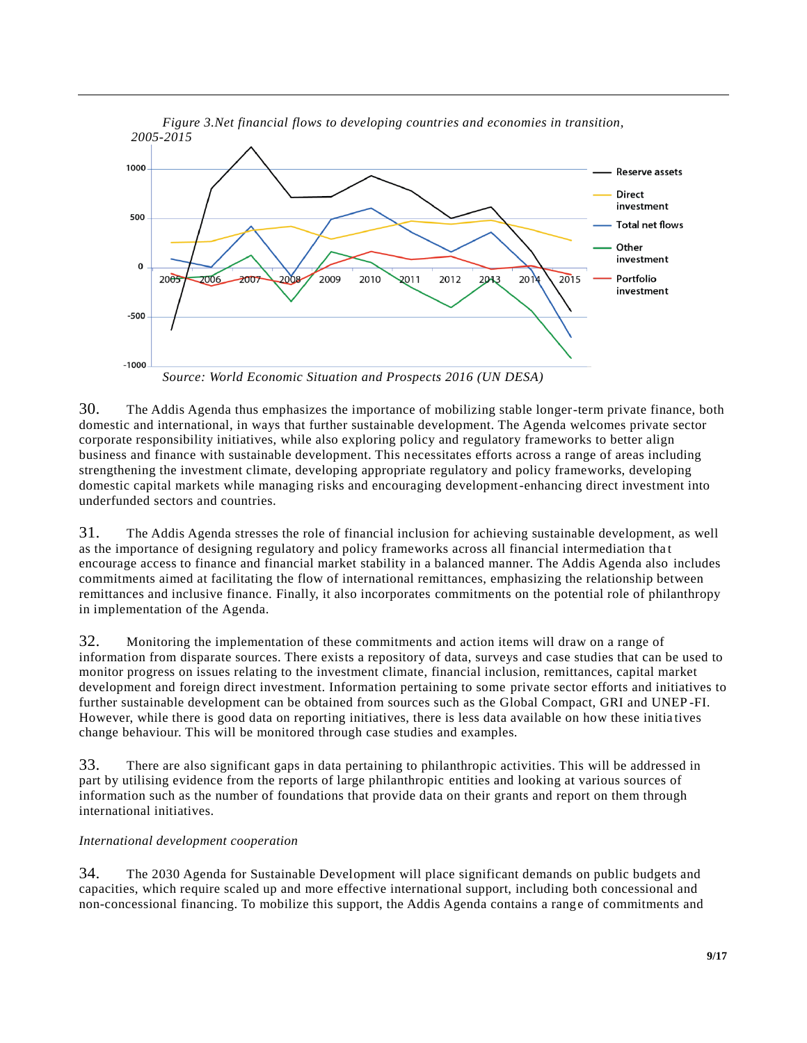*Figure 3.Net financial flows to developing countries and economies in transition, 2005-2015*

*Source: World Economic Situation and Prospects 2016 (UN DESA)*

30. The Addis Agenda thus emphasizes the importance of mobilizing stable longer-term private finance, both domestic and international, in ways that further sustainable development. The Agenda welcomes private sector corporate responsibility initiatives, while also exploring policy and regulatory frameworks to better align business and finance with sustainable development. This necessitates efforts across a range of areas including strengthening the investment climate, developing appropriate regulatory and policy frameworks, developing domestic capital markets while managing risks and encouraging development-enhancing direct investment into underfunded sectors and countries.

31. The Addis Agenda stresses the role of financial inclusion for achieving sustainable development, as well as the importance of designing regulatory and policy frameworks across all financial intermediation that encourage access to finance and financial market stability in a balanced manner. The Addis Agenda also includes commitments aimed at facilitating the flow of international remittances, emphasizing the relationship between remittances and inclusive finance. Finally, it also incorporates commitments on the potential role of philanthropy in implementation of the Agenda.

32. Monitoring the implementation of these commitments and action items will draw on a range of information from disparate sources. There exists a repository of data, surveys and case studies that can be used to monitor progress on issues relating to the investment climate, financial inclusion, remittances, capital market development and foreign direct investment. Information pertaining to some private sector efforts and initiatives to further sustainable development can be obtained from sources such as the Global Compact, GRI and UNEP-FI. However, while there is good data on reporting initiatives, there is less data available on how these initiatives change behaviour. This will be monitored through case studies and examples.

33. There are also significant gaps in data pertaining to philanthropic activities. This will be addressed in part by utilising evidence from the reports of large philanthropic entities and looking at various sources of information such as the number of foundations that provide data on their grants and report on them through international initiatives.

*International development cooperation*

34. The 2030 Agenda for Sustainable Development will place significant demands on public budgets and capacities, which require scaled up and more effective international support, including both concessional and non-concessional financing. To mobilize this support, the Addis Agenda contains a range of commitments and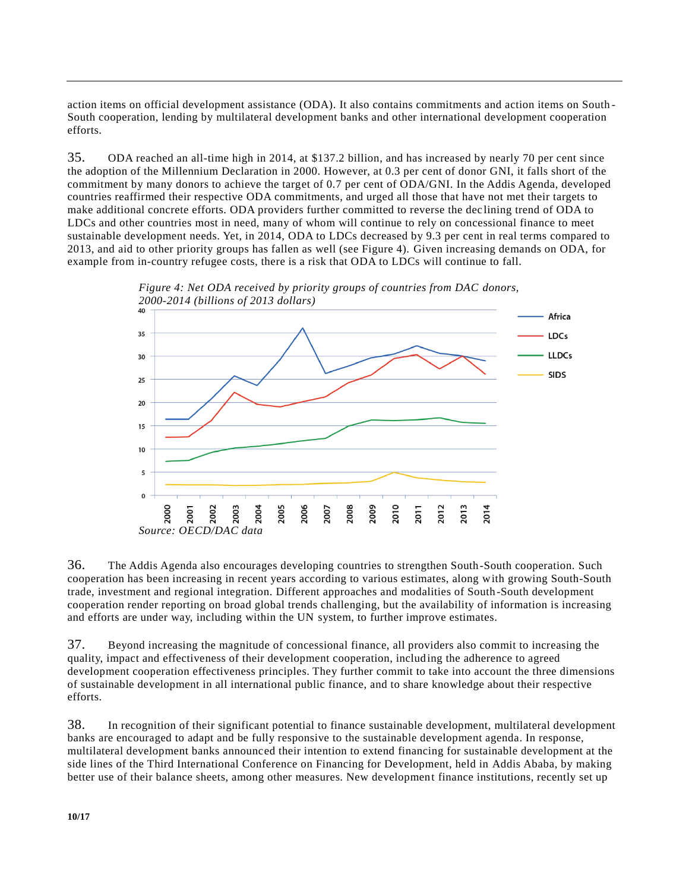action items on official development assistance (ODA). It also contains commitments and action items on South-South cooperation, lending by multilateral development banks and other international development cooperation efforts.

35. ODA reached an all-time high in 2014, at $137.2 billion, and has increased by nearly 70 per cent since the adoption of the Millennium Declaration in 2000. However, at 0.3 per cent of donor GNI, it falls short of the commitment by many donors to achieve the target of 0.7 per cent of ODA/GNI. In the Addis Agenda, developed countries reaffirmed their respective ODA commitments, and urged all those that have not met their targets to make additional concrete efforts. ODA providers further committed to reverse the declining trend of ODA to LDCs and other countries most in need, many of whom will continue to rely on concessional finance to meet sustainable development needs. Yet, in 2014, ODA to LDCs decreased by 9.3 per cent in real terms compared to 2013, and aid to other priority groups has fallen as well (see Figure 4). Given increasing demands on ODA, for example from in-country refugee costs, there is a risk that ODA to LDCs will continue to fall.

*Figure 4: Net ODA received by priority groups of countries from DAC donors, 2000-2014 (billions of 2013 dollars)*

*Source: OECD/DAC data*

36. The Addis Agenda also encourages developing countries to strengthen South-South cooperation. Such cooperation has been increasing in recent years according to various estimates, along with growing South-South trade, investment and regional integration. Different approaches and modalities of South-South development cooperation render reporting on broad global trends challenging, but the availability of information is increasing and efforts are under way, including within the UN system, to further improve estimates.

37. Beyond increasing the magnitude of concessional finance, all providers also commit to increasing the quality, impact and effectiveness of their development cooperation, including the adherence to agreed development cooperation effectiveness principles. They further commit to take into account the three dimensions of sustainable development in all international public finance, and to share knowledge about their respective efforts.

38. In recognition of their significant potential to finance sustainable development, multilateral development banks are encouraged to adapt and be fully responsive to the sustainable development agenda. In response, multilateral development banks announced their intention to extend financing for sustainable development at the side lines of the Third International Conference on Financing for Development, held in Addis Ababa, by making better use of their balance sheets, among other measures. New development finance institutions, recently set up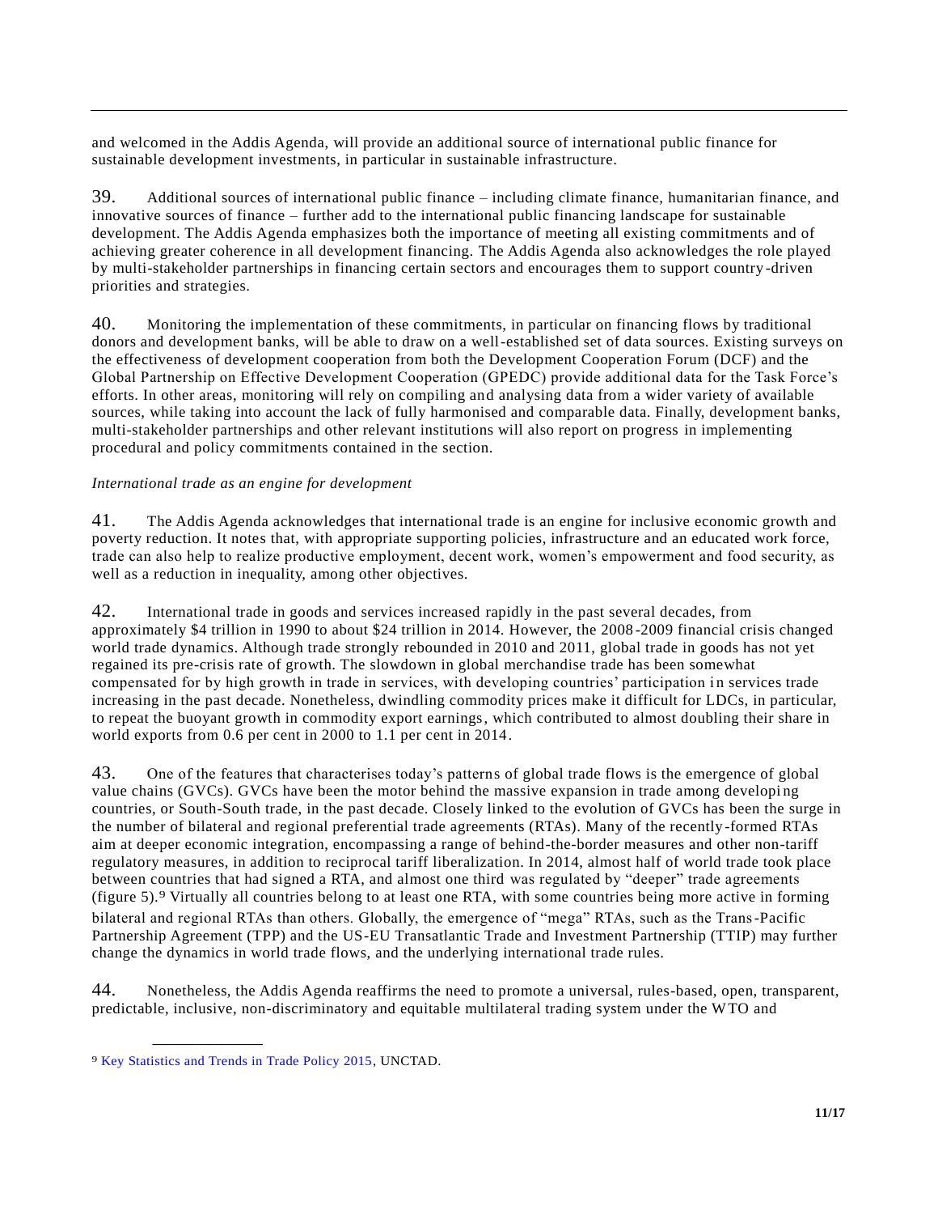and welcomed in the Addis Agenda, will provide an additional source of international public finance for sustainable development investments, in particular in sustainable infrastructure.

39. Additional sources of international public finance – including climate finance, humanitarian finance, and innovative sources of finance – further add to the international public financing landscape for sustainable development. The Addis Agenda emphasizes both the importance of meeting all existing commitments and of achieving greater coherence in all development financing. The Addis Agenda also acknowledges the role played by multi-stakeholder partnerships in financing certain sectors and encourages them to support country-driven priorities and strategies.

40. Monitoring the implementation of these commitments, in particular on financing flows by traditional donors and development banks, will be able to draw on a well-established set of data sources. Existing surveys on the effectiveness of development cooperation from both the Development Cooperation Forum (DCF) and the Global Partnership on Effective Development Cooperation (GPEDC) provide additional data for the Task Force's efforts. In other areas, monitoring will rely on compiling and analysing data from a wider variety of available sources, while taking into account the lack of fully harmonised and comparable data. Finally, development banks, multi-stakeholder partnerships and other relevant institutions will also report on progress in implementing procedural and policy commitments contained in the section.

*International trade as an engine for development*

41. The Addis Agenda acknowledges that international trade is an engine for inclusive economic growth and poverty reduction. It notes that, with appropriate supporting policies, infrastructure and an educated work force, trade can also help to realize productive employment, decent work, women's empowerment and food security, as well as a reduction in inequality, among other objectives.

42. International trade in goods and services increased rapidly in the past several decades, from approximately $4 trillion in 1990 to about $24 trillion in 2014. However, the 2008-2009 financial crisis changed world trade dynamics. Although trade strongly rebounded in 2010 and 2011, global trade in goods has not yet regained its pre-crisis rate of growth. The slowdown in global merchandise trade has been somewhat compensated for by high growth in trade in services, with developing countries' participation in services trade increasing in the past decade. Nonetheless, dwindling commodity prices make it difficult for LDCs, in particular, to repeat the buoyant growth in commodity export earnings, which contributed to almost doubling their share in world exports from 0.6 per cent in 2000 to 1.1 per cent in 2014.

43. One of the features that characterises today's patterns of global trade flows is the emergence of global value chains (GVCs). GVCs have been the motor behind the massive expansion in trade among developing countries, or South-South trade, in the past decade. Closely linked to the evolution of GVCs has been the surge in the number of bilateral and regional preferential trade agreements (RTAs). Many of the recently-formed RTAs aim at deeper economic integration, encompassing a range of behind-the-border measures and other non-tariff regulatory measures, in addition to reciprocal tariff liberalization. In 2014, almost half of world trade took place between countries that had signed a RTA, and almost one third was regulated by "deeper" trade agreements (figure 5).[9] Virtually all countries belong to at least one RTA, with some countries being more active in forming bilateral and regional RTAs than others. Globally, the emergence of "mega" RTAs, such as the Trans-Pacific Partnership Agreement (TPP) and the US-EU Transatlantic Trade and Investment Partnership (TTIP) may further change the dynamics in world trade flows, and the underlying international trade rules.

44. Nonetheless, the Addis Agenda reaffirms the need to promote a universal, rules-based, open, transparent, predictable, inclusive, non-discriminatory and equitable multilateral trading system under the WTO and

---

[9] Key Statistics and Trends in Trade Policy 2015, UNCTAD.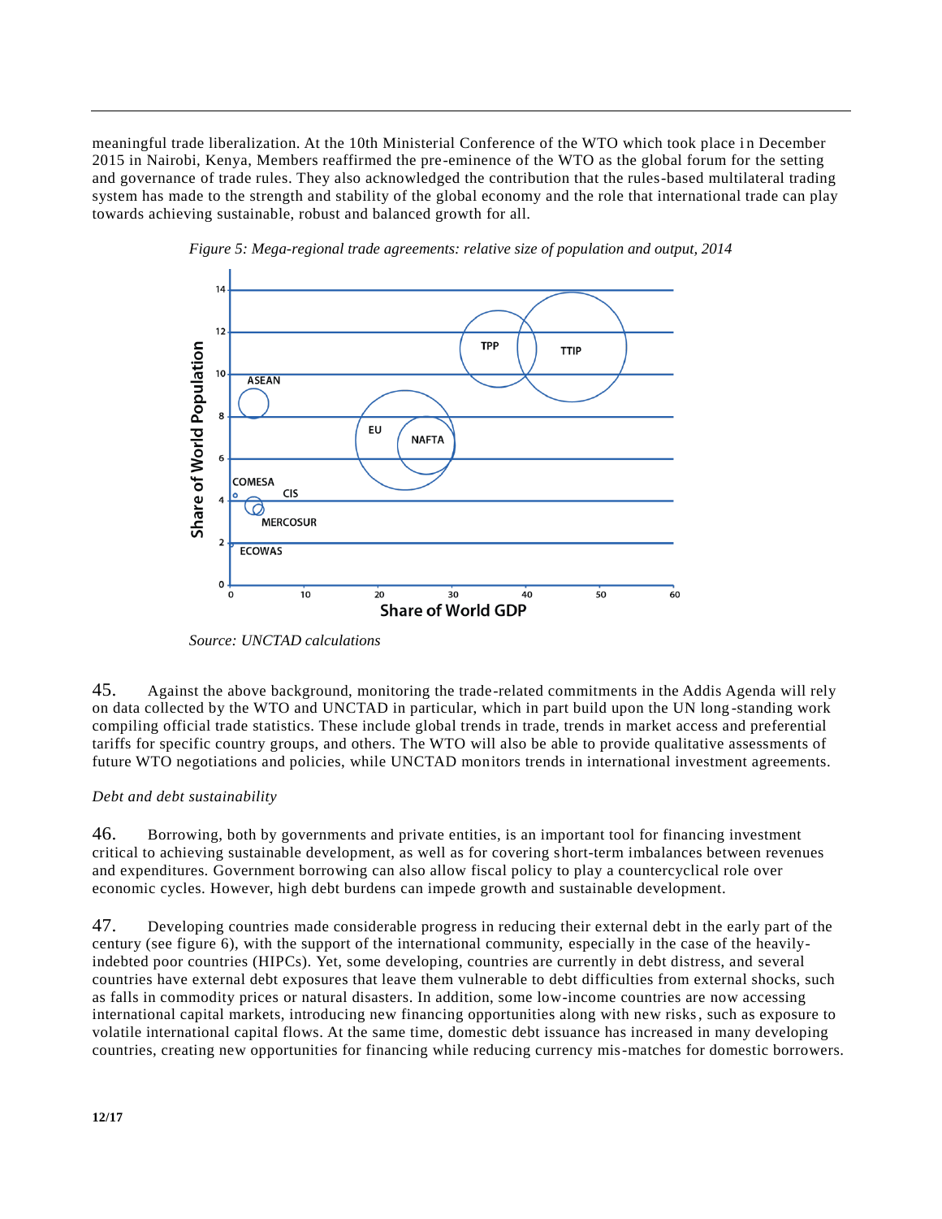meaningful trade liberalization. At the 10th Ministerial Conference of the WTO which took place in December 2015 in Nairobi, Kenya, Members reaffirmed the pre-eminence of the WTO as the global forum for the setting and governance of trade rules. They also acknowledged the contribution that the rules-based multilateral trading system has made to the strength and stability of the global economy and the role that international trade can play towards achieving sustainable, robust and balanced growth for all.

*Figure 5: Mega-regional trade agreements: relative size of population and output, 2014*

*Source: UNCTAD calculations*

45. Against the above background, monitoring the trade-related commitments in the Addis Agenda will rely on data collected by the WTO and UNCTAD in particular, which in part build upon the UN long-standing work compiling official trade statistics. These include global trends in trade, trends in market access and preferential tariffs for specific country groups, and others. The WTO will also be able to provide qualitative assessments of future WTO negotiations and policies, while UNCTAD monitors trends in international investment agreements.

*Debt and debt sustainability*

46. Borrowing, both by governments and private entities, is an important tool for financing investment critical to achieving sustainable development, as well as for covering short-term imbalances between revenues and expenditures. Government borrowing can also allow fiscal policy to play a countercyclical role over economic cycles. However, high debt burdens can impede growth and sustainable development.

47. Developing countries made considerable progress in reducing their external debt in the early part of the century (see figure 6), with the support of the international community, especially in the case of the heavily-indebted poor countries (HIPCs). Yet, some developing, countries are currently in debt distress, and several countries have external debt exposures that leave them vulnerable to debt difficulties from external shocks, such as falls in commodity prices or natural disasters. In addition, some low-income countries are now accessing international capital markets, introducing new financing opportunities along with new risks, such as exposure to volatile international capital flows. At the same time, domestic debt issuance has increased in many developing countries, creating new opportunities for financing while reducing currency mis-matches for domestic borrowers.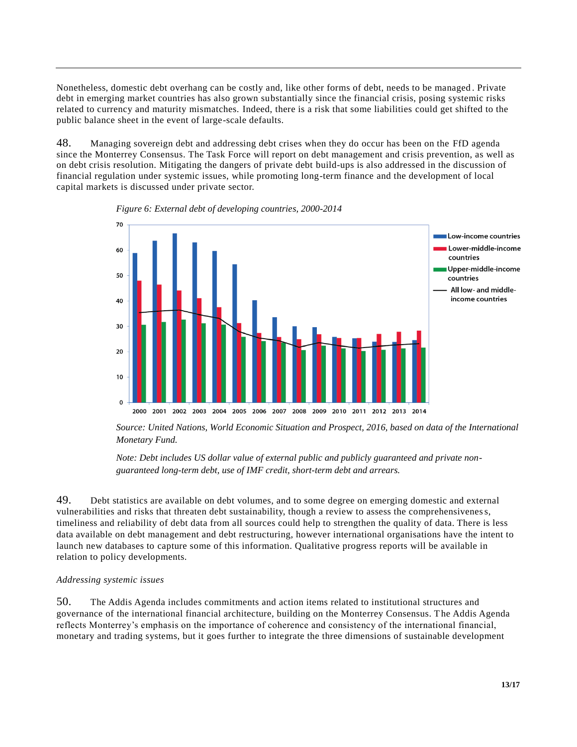Nonetheless, domestic debt overhang can be costly and, like other forms of debt, needs to be managed. Private debt in emerging market countries has also grown substantially since the financial crisis, posing systemic risks related to currency and maturity mismatches. Indeed, there is a risk that some liabilities could get shifted to the public balance sheet in the event of large-scale defaults.

48. Managing sovereign debt and addressing debt crises when they do occur has been on the FfD agenda since the Monterrey Consensus. The Task Force will report on debt management and crisis prevention, as well as on debt crisis resolution. Mitigating the dangers of private debt build-ups is also addressed in the discussion of financial regulation under systemic issues, while promoting long-term finance and the development of local capital markets is discussed under private sector.

*Figure 6: External debt of developing countries, 2000-2014*

*Source: United Nations, World Economic Situation and Prospect, 2016, based on data of the International Monetary Fund.*

*Note: Debt includes US dollar value of external public and publicly guaranteed and private non-guaranteed long-term debt, use of IMF credit, short-term debt and arrears.*

49. Debt statistics are available on debt volumes, and to some degree on emerging domestic and external vulnerabilities and risks that threaten debt sustainability, though a review to assess the comprehensiveness, timeliness and reliability of debt data from all sources could help to strengthen the quality of data. There is less data available on debt management and debt restructuring, however international organisations have the intent to launch new databases to capture some of this information. Qualitative progress reports will be available in relation to policy developments.

*Addressing systemic issues*

50. The Addis Agenda includes commitments and action items related to institutional structures and governance of the international financial architecture, building on the Monterrey Consensus. The Addis Agenda reflects Monterrey's emphasis on the importance of coherence and consistency of the international financial, monetary and trading systems, but it goes further to integrate the three dimensions of sustainable development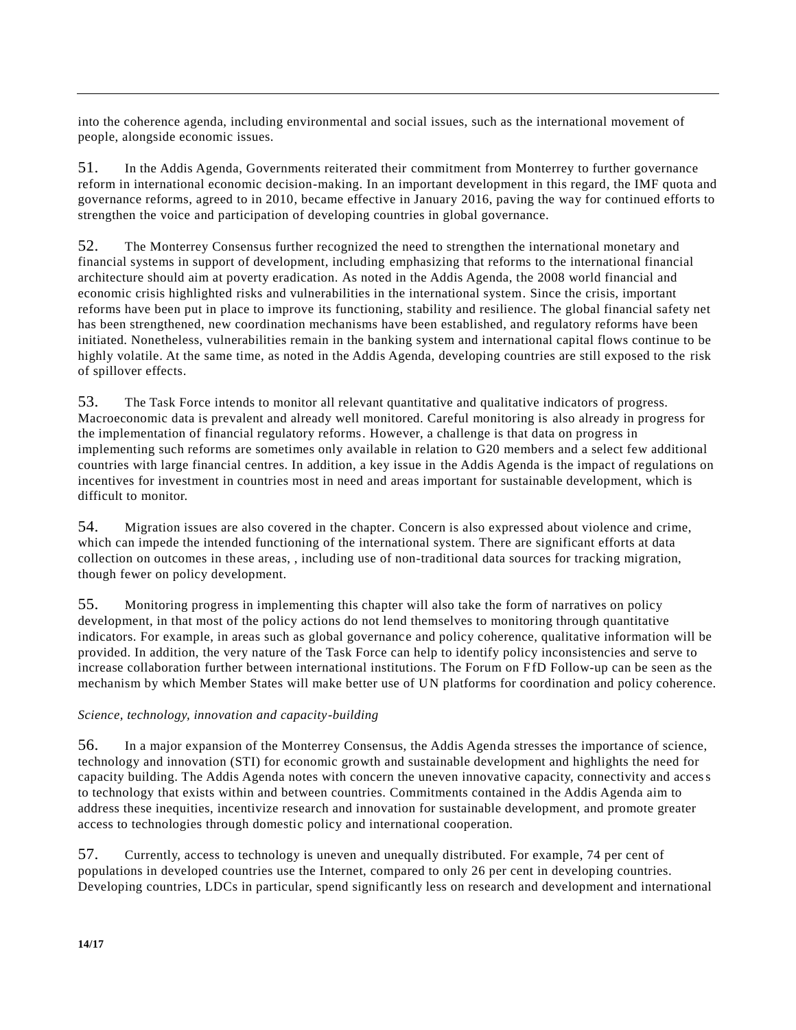into the coherence agenda, including environmental and social issues, such as the international movement of people, alongside economic issues.

51. In the Addis Agenda, Governments reiterated their commitment from Monterrey to further governance reform in international economic decision-making. In an important development in this regard, the IMF quota and governance reforms, agreed to in 2010, became effective in January 2016, paving the way for continued efforts to strengthen the voice and participation of developing countries in global governance.

52. The Monterrey Consensus further recognized the need to strengthen the international monetary and financial systems in support of development, including emphasizing that reforms to the international financial architecture should aim at poverty eradication. As noted in the Addis Agenda, the 2008 world financial and economic crisis highlighted risks and vulnerabilities in the international system. Since the crisis, important reforms have been put in place to improve its functioning, stability and resilience. The global financial safety net has been strengthened, new coordination mechanisms have been established, and regulatory reforms have been initiated. Nonetheless, vulnerabilities remain in the banking system and international capital flows continue to be highly volatile. At the same time, as noted in the Addis Agenda, developing countries are still exposed to the risk of spillover effects.

53. The Task Force intends to monitor all relevant quantitative and qualitative indicators of progress. Macroeconomic data is prevalent and already well monitored. Careful monitoring is also already in progress for the implementation of financial regulatory reforms. However, a challenge is that data on progress in implementing such reforms are sometimes only available in relation to G20 members and a select few additional countries with large financial centres. In addition, a key issue in the Addis Agenda is the impact of regulations on incentives for investment in countries most in need and areas important for sustainable development, which is difficult to monitor.

54. Migration issues are also covered in the chapter. Concern is also expressed about violence and crime, which can impede the intended functioning of the international system. There are significant efforts at data collection on outcomes in these areas, , including use of non-traditional data sources for tracking migration, though fewer on policy development.

55. Monitoring progress in implementing this chapter will also take the form of narratives on policy development, in that most of the policy actions do not lend themselves to monitoring through quantitative indicators. For example, in areas such as global governance and policy coherence, qualitative information will be provided. In addition, the very nature of the Task Force can help to identify policy inconsistencies and serve to increase collaboration further between international institutions. The Forum on FfD Follow-up can be seen as the mechanism by which Member States will make better use of UN platforms for coordination and policy coherence.

*Science, technology, innovation and capacity-building*

56. In a major expansion of the Monterrey Consensus, the Addis Agenda stresses the importance of science, technology and innovation (STI) for economic growth and sustainable development and highlights the need for capacity building. The Addis Agenda notes with concern the uneven innovative capacity, connectivity and access to technology that exists within and between countries. Commitments contained in the Addis Agenda aim to address these inequities, incentivize research and innovation for sustainable development, and promote greater access to technologies through domestic policy and international cooperation.

57. Currently, access to technology is uneven and unequally distributed. For example, 74 per cent of populations in developed countries use the Internet, compared to only 26 per cent in developing countries. Developing countries, LDCs in particular, spend significantly less on research and development and international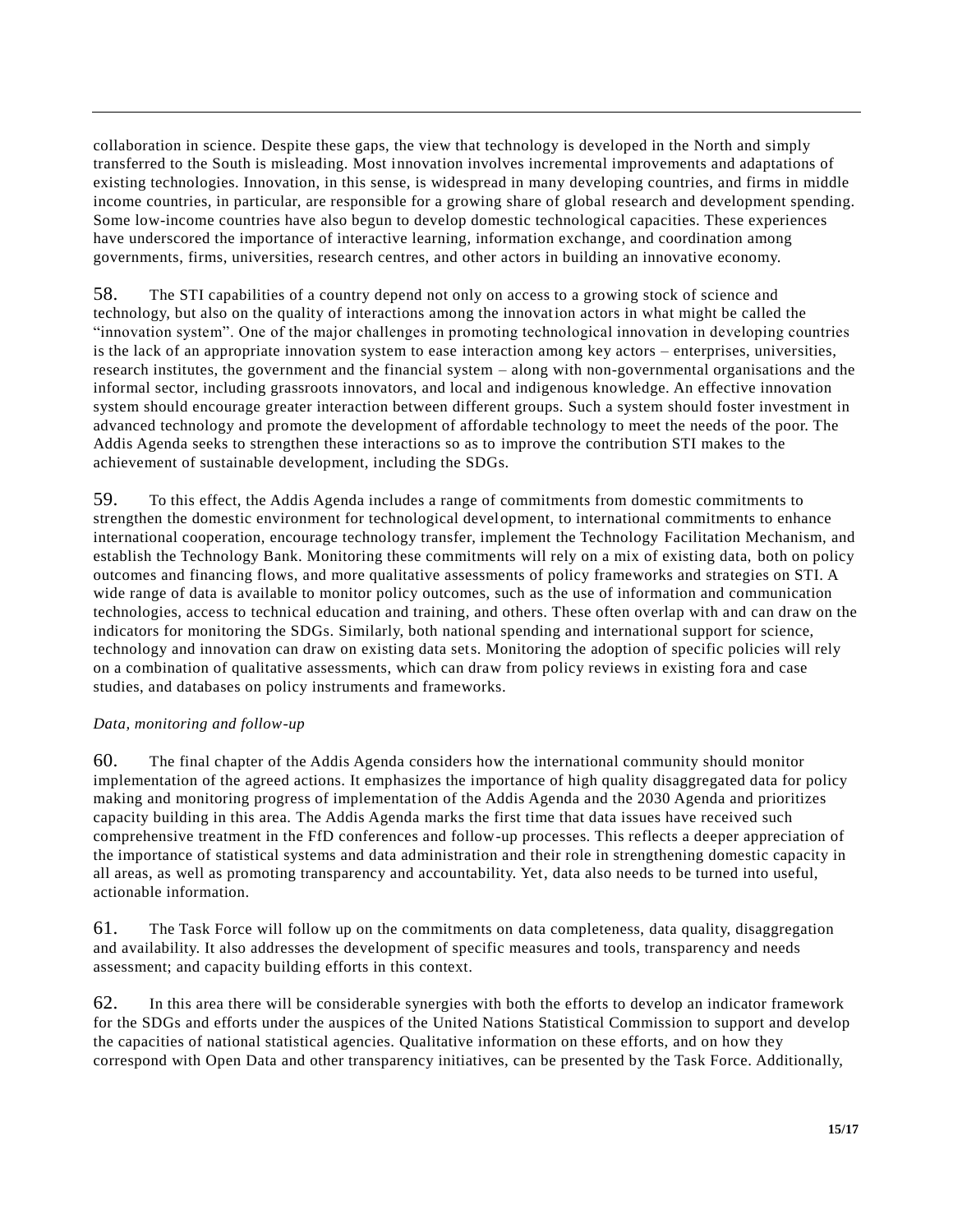collaboration in science. Despite these gaps, the view that technology is developed in the North and simply transferred to the South is misleading. Most innovation involves incremental improvements and adaptations of existing technologies. Innovation, in this sense, is widespread in many developing countries, and firms in middle income countries, in particular, are responsible for a growing share of global research and development spending. Some low-income countries have also begun to develop domestic technological capacities. These experiences have underscored the importance of interactive learning, information exchange, and coordination among governments, firms, universities, research centres, and other actors in building an innovative economy.

58. The STI capabilities of a country depend not only on access to a growing stock of science and technology, but also on the quality of interactions among the innovation actors in what might be called the "innovation system". One of the major challenges in promoting technological innovation in developing countries is the lack of an appropriate innovation system to ease interaction among key actors – enterprises, universities, research institutes, the government and the financial system – along with non-governmental organisations and the informal sector, including grassroots innovators, and local and indigenous knowledge. An effective innovation system should encourage greater interaction between different groups. Such a system should foster investment in advanced technology and promote the development of affordable technology to meet the needs of the poor. The Addis Agenda seeks to strengthen these interactions so as to improve the contribution STI makes to the achievement of sustainable development, including the SDGs.

59. To this effect, the Addis Agenda includes a range of commitments from domestic commitments to strengthen the domestic environment for technological development, to international commitments to enhance international cooperation, encourage technology transfer, implement the Technology Facilitation Mechanism, and establish the Technology Bank. Monitoring these commitments will rely on a mix of existing data, both on policy outcomes and financing flows, and more qualitative assessments of policy frameworks and strategies on STI. A wide range of data is available to monitor policy outcomes, such as the use of information and communication technologies, access to technical education and training, and others. These often overlap with and can draw on the indicators for monitoring the SDGs. Similarly, both national spending and international support for science, technology and innovation can draw on existing data sets. Monitoring the adoption of specific policies will rely on a combination of qualitative assessments, which can draw from policy reviews in existing fora and case studies, and databases on policy instruments and frameworks.

*Data, monitoring and follow-up*

60. The final chapter of the Addis Agenda considers how the international community should monitor implementation of the agreed actions. It emphasizes the importance of high quality disaggregated data for policy making and monitoring progress of implementation of the Addis Agenda and the 2030 Agenda and prioritizes capacity building in this area. The Addis Agenda marks the first time that data issues have received such comprehensive treatment in the FfD conferences and follow-up processes. This reflects a deeper appreciation of the importance of statistical systems and data administration and their role in strengthening domestic capacity in all areas, as well as promoting transparency and accountability. Yet, data also needs to be turned into useful, actionable information.

61. The Task Force will follow up on the commitments on data completeness, data quality, disaggregation and availability. It also addresses the development of specific measures and tools, transparency and needs assessment; and capacity building efforts in this context.

62. In this area there will be considerable synergies with both the efforts to develop an indicator framework for the SDGs and efforts under the auspices of the United Nations Statistical Commission to support and develop the capacities of national statistical agencies. Qualitative information on these efforts, and on how they correspond with Open Data and other transparency initiatives, can be presented by the Task Force. Additionally,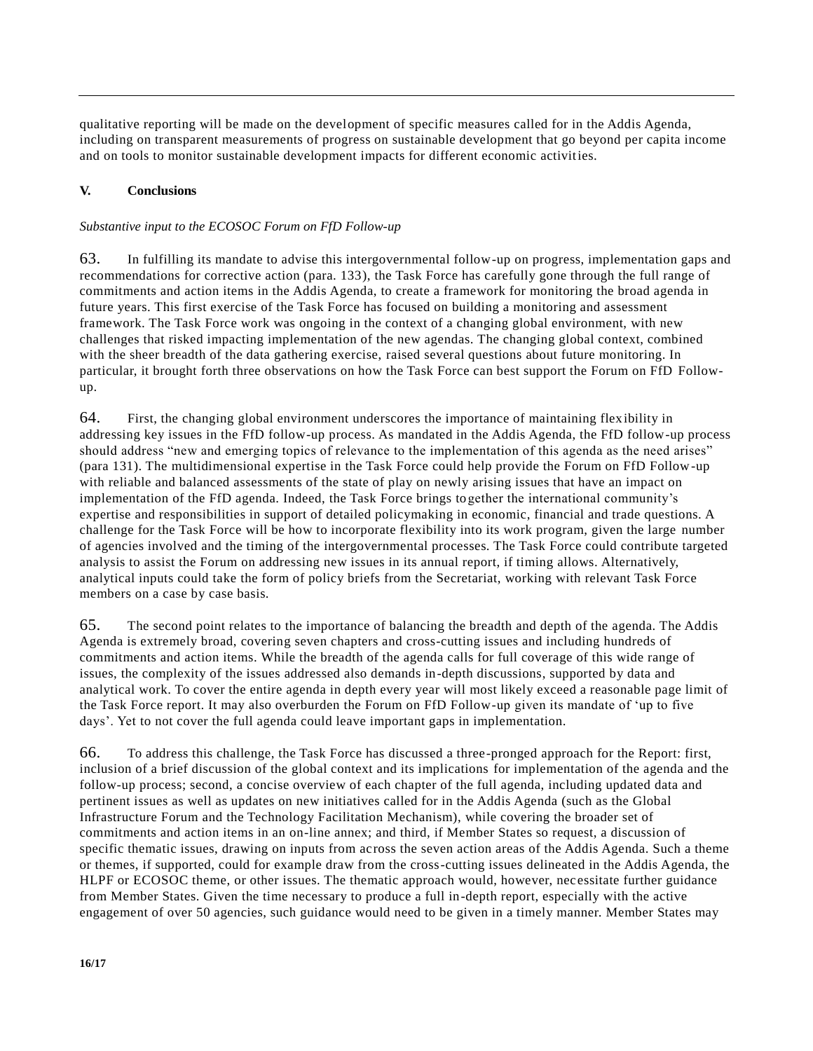qualitative reporting will be made on the development of specific measures called for in the Addis Agenda, including on transparent measurements of progress on sustainable development that go beyond per capita income and on tools to monitor sustainable development impacts for different economic activities.

## V. Conclusions

*Substantive input to the ECOSOC Forum on FfD Follow-up*

63. In fulfilling its mandate to advise this intergovernmental follow-up on progress, implementation gaps and recommendations for corrective action (para. 133), the Task Force has carefully gone through the full range of commitments and action items in the Addis Agenda, to create a framework for monitoring the broad agenda in future years. This first exercise of the Task Force has focused on building a monitoring and assessment framework. The Task Force work was ongoing in the context of a changing global environment, with new challenges that risked impacting implementation of the new agendas. The changing global context, combined with the sheer breadth of the data gathering exercise, raised several questions about future monitoring. In particular, it brought forth three observations on how the Task Force can best support the Forum on FfD Follow-up.

64. First, the changing global environment underscores the importance of maintaining flexibility in addressing key issues in the FfD follow-up process. As mandated in the Addis Agenda, the FfD follow-up process should address "new and emerging topics of relevance to the implementation of this agenda as the need arises" (para 131). The multidimensional expertise in the Task Force could help provide the Forum on FfD Follow-up with reliable and balanced assessments of the state of play on newly arising issues that have an impact on implementation of the FfD agenda. Indeed, the Task Force brings together the international community's expertise and responsibilities in support of detailed policymaking in economic, financial and trade questions. A challenge for the Task Force will be how to incorporate flexibility into its work program, given the large number of agencies involved and the timing of the intergovernmental processes. The Task Force could contribute targeted analysis to assist the Forum on addressing new issues in its annual report, if timing allows. Alternatively, analytical inputs could take the form of policy briefs from the Secretariat, working with relevant Task Force members on a case by case basis.

65. The second point relates to the importance of balancing the breadth and depth of the agenda. The Addis Agenda is extremely broad, covering seven chapters and cross-cutting issues and including hundreds of commitments and action items. While the breadth of the agenda calls for full coverage of this wide range of issues, the complexity of the issues addressed also demands in-depth discussions, supported by data and analytical work. To cover the entire agenda in depth every year will most likely exceed a reasonable page limit of the Task Force report. It may also overburden the Forum on FfD Follow-up given its mandate of 'up to five days'. Yet to not cover the full agenda could leave important gaps in implementation.

66. To address this challenge, the Task Force has discussed a three-pronged approach for the Report: first, inclusion of a brief discussion of the global context and its implications for implementation of the agenda and the follow-up process; second, a concise overview of each chapter of the full agenda, including updated data and pertinent issues as well as updates on new initiatives called for in the Addis Agenda (such as the Global Infrastructure Forum and the Technology Facilitation Mechanism), while covering the broader set of commitments and action items in an on-line annex; and third, if Member States so request, a discussion of specific thematic issues, drawing on inputs from across the seven action areas of the Addis Agenda. Such a theme or themes, if supported, could for example draw from the cross-cutting issues delineated in the Addis Agenda, the HLPF or ECOSOC theme, or other issues. The thematic approach would, however, necessitate further guidance from Member States. Given the time necessary to produce a full in-depth report, especially with the active engagement of over 50 agencies, such guidance would need to be given in a timely manner. Member States may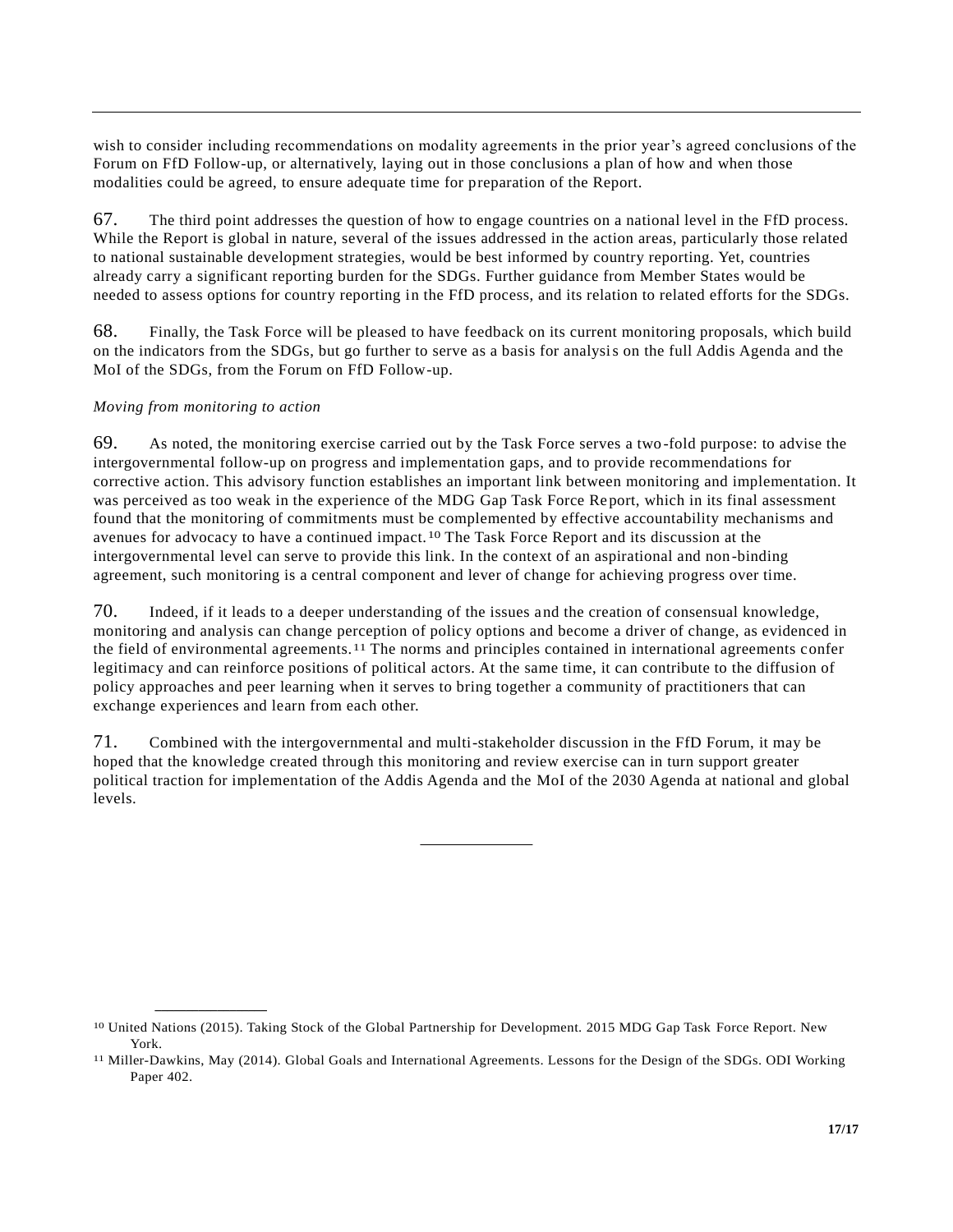wish to consider including recommendations on modality agreements in the prior year's agreed conclusions of the Forum on FfD Follow-up, or alternatively, laying out in those conclusions a plan of how and when those modalities could be agreed, to ensure adequate time for preparation of the Report.

67. The third point addresses the question of how to engage countries on a national level in the FfD process. While the Report is global in nature, several of the issues addressed in the action areas, particularly those related to national sustainable development strategies, would be best informed by country reporting. Yet, countries already carry a significant reporting burden for the SDGs. Further guidance from Member States would be needed to assess options for country reporting in the FfD process, and its relation to related efforts for the SDGs.

68. Finally, the Task Force will be pleased to have feedback on its current monitoring proposals, which build on the indicators from the SDGs, but go further to serve as a basis for analysis on the full Addis Agenda and the MoI of the SDGs, from the Forum on FfD Follow-up.

*Moving from monitoring to action*

69. As noted, the monitoring exercise carried out by the Task Force serves a two-fold purpose: to advise the intergovernmental follow-up on progress and implementation gaps, and to provide recommendations for corrective action. This advisory function establishes an important link between monitoring and implementation. It was perceived as too weak in the experience of the MDG Gap Task Force Report, which in its final assessment found that the monitoring of commitments must be complemented by effective accountability mechanisms and avenues for advocacy to have a continued impact.[10] The Task Force Report and its discussion at the intergovernmental level can serve to provide this link. In the context of an aspirational and non-binding agreement, such monitoring is a central component and lever of change for achieving progress over time.

70. Indeed, if it leads to a deeper understanding of the issues and the creation of consensual knowledge, monitoring and analysis can change perception of policy options and become a driver of change, as evidenced in the field of environmental agreements.[11] The norms and principles contained in international agreements confer legitimacy and can reinforce positions of political actors. At the same time, it can contribute to the diffusion of policy approaches and peer learning when it serves to bring together a community of practitioners that can exchange experiences and learn from each other.

71. Combined with the intergovernmental and multi-stakeholder discussion in the FfD Forum, it may be hoped that the knowledge created through this monitoring and review exercise can in turn support greater political traction for implementation of the Addis Agenda and the MoI of the 2030 Agenda at national and global levels.

---

[10] United Nations (2015). Taking Stock of the Global Partnership for Development. 2015 MDG Gap Task Force Report. New York.

[11] Miller-Dawkins, May (2014). Global Goals and International Agreements. Lessons for the Design of the SDGs. ODI Working Paper 402.